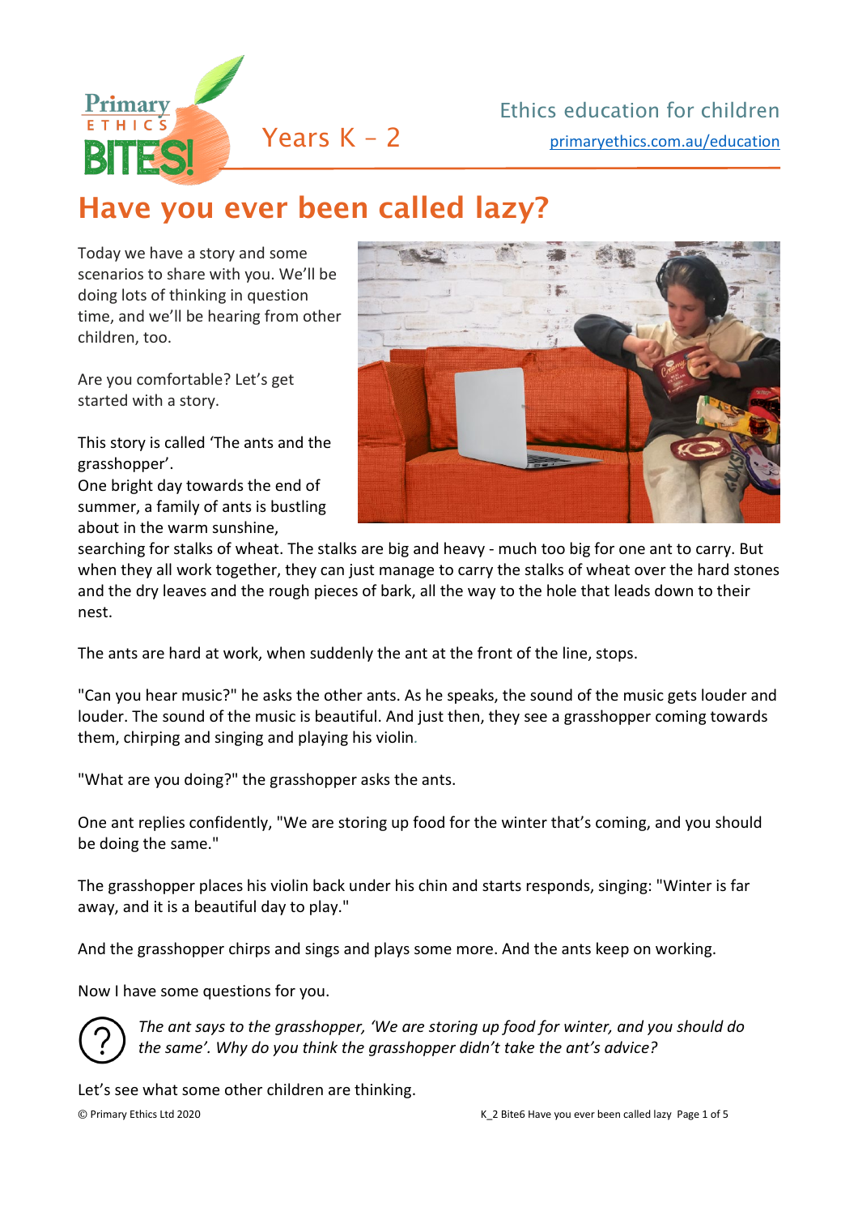# Have you ever been called lazy?

Today we have a story and some scenarios to share with you. We'll be doing lots of thinking in question time, and we'll be hearing from other children, too.

Are you comfortable? Let's get started with a story.

This story is called 'The ants and the grasshopper'.

One bright day towards the end of summer, a family of ants is bustling about in the warm sunshine, searching for stalks of wheat. The stalks are big and heavy - much too big for one ant to carry. But when they all work together, they can just manage to carry the stalks of wheat over the hard stones and the dry leaves and the rough pieces of bark, all the way to the hole that leads down to their nest.

The ants are hard at work, when suddenly the ant at the front of the line, stops.

"Can you hear music?" he asks the other ants. As he speaks, the sound of the music gets louder and louder. The sound of the music is beautiful. And just then, they see a grasshopper coming towards them, chirping and singing and playing his violin.

"What are you doing?" the grasshopper asks the ants.

One ant replies confidently, "We are storing up food for the winter that's coming, and you should be doing the same."

The grasshopper places his violin back under his chin and starts responds, singing: "Winter is far away, and it is a beautiful day to play."

And the grasshopper chirps and sings and plays some more. And the ants keep on working.

Now I have some questions for you.

*The ant says to the grasshopper, 'We are storing up food for winter, and you should do the same'. Why do you think the grasshopper didn't take the ant's advice?*

Let's see what some other children are thinking.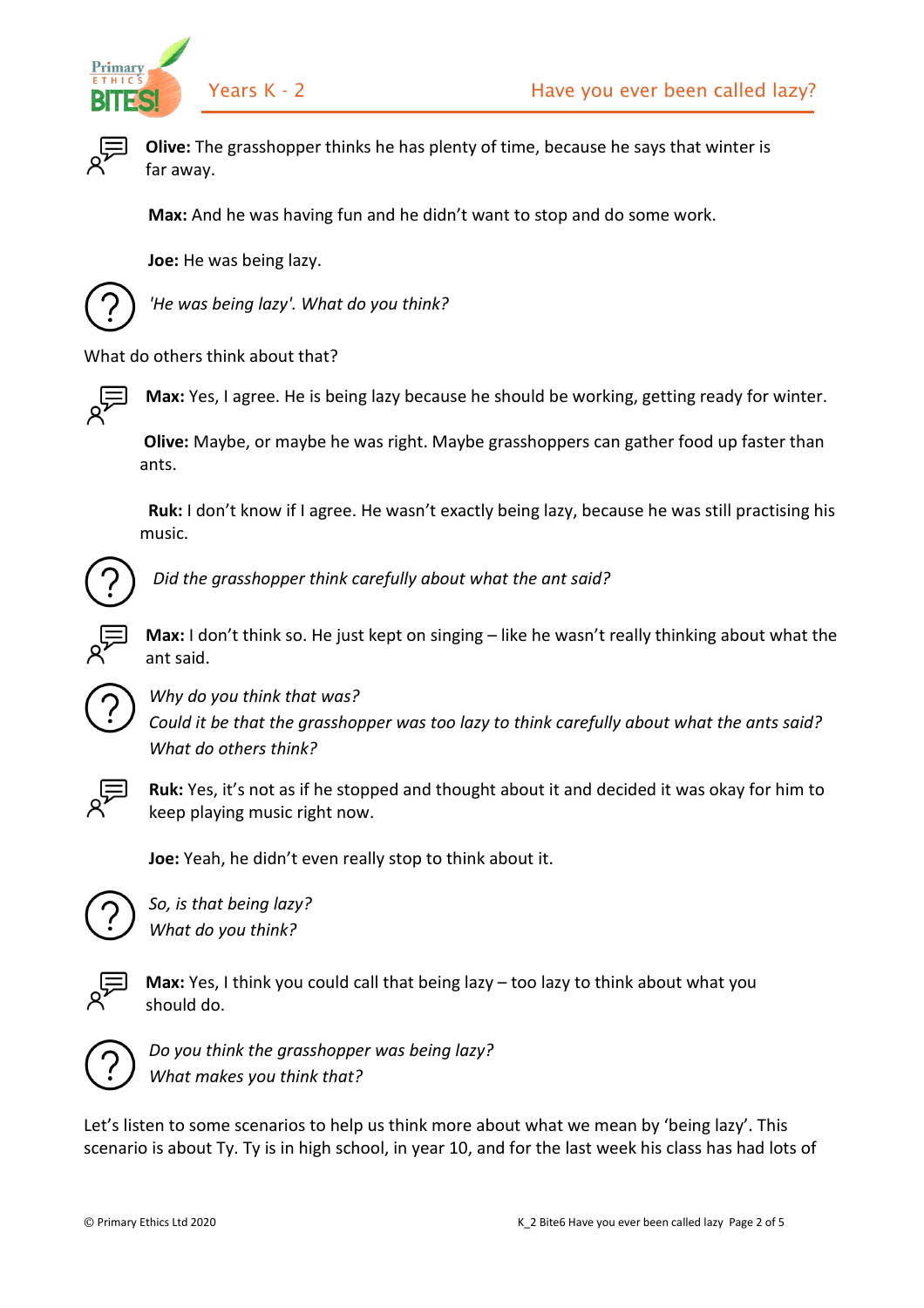**Olive:** The grasshopper thinks he has plenty of time, because he says that winter is far away.

**Max:** And he was having fun and he didn't want to stop and do some work.

**Joe:** He was being lazy.

*'He was being lazy'. What do you think?*

What do others think about that?

**Max:** Yes, I agree. He is being lazy because he should be working, getting ready for winter.

**Olive:** Maybe, or maybe he was right. Maybe grasshoppers can gather food up faster than ants.

**Ruk:** I don't know if I agree. He wasn't exactly being lazy, because he was still practising his music.

*Did the grasshopper think carefully about what the ant said?*

**Max:** I don't think so. He just kept on singing – like he wasn't really thinking about what the ant said.

*Why do you think that was?*
*Could it be that the grasshopper was too lazy to think carefully about what the ants said?*
*What do others think?*

**Ruk:** Yes, it's not as if he stopped and thought about it and decided it was okay for him to keep playing music right now.

**Joe:** Yeah, he didn't even really stop to think about it.

*So, is that being lazy?*
*What do you think?*

**Max:** Yes, I think you could call that being lazy – too lazy to think about what you should do.

*Do you think the grasshopper was being lazy?*
*What makes you think that?*

Let's listen to some scenarios to help us think more about what we mean by 'being lazy'. This scenario is about Ty. Ty is in high school, in year 10, and for the last week his class has had lots of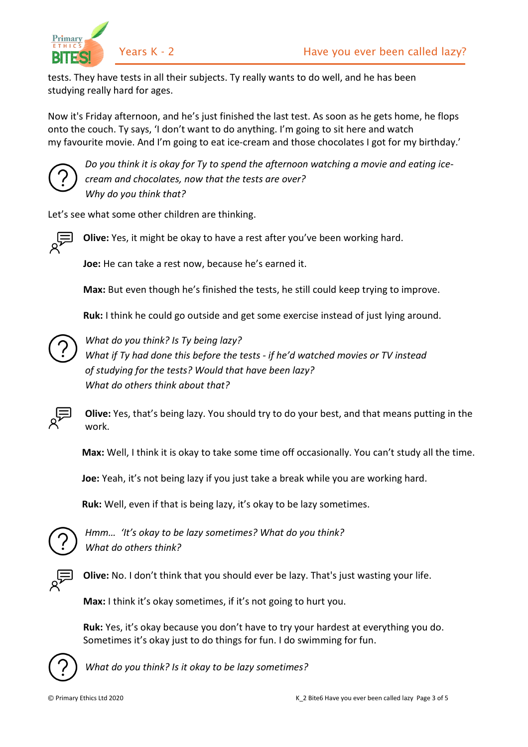tests. They have tests in all their subjects. Ty really wants to do well, and he has been studying really hard for ages.

Now it's Friday afternoon, and he's just finished the last test. As soon as he gets home, he flops onto the couch. Ty says, 'I don't want to do anything. I'm going to sit here and watch my favourite movie. And I'm going to eat ice-cream and those chocolates I got for my birthday.'

*Do you think it is okay for Ty to spend the afternoon watching a movie and eating ice-cream and chocolates, now that the tests are over?*
*Why do you think that?*

Let's see what some other children are thinking.

**Olive:** Yes, it might be okay to have a rest after you've been working hard.

**Joe:** He can take a rest now, because he's earned it.

**Max:** But even though he's finished the tests, he still could keep trying to improve.

**Ruk:** I think he could go outside and get some exercise instead of just lying around.

*What do you think? Is Ty being lazy?*
*What if Ty had done this before the tests - if he'd watched movies or TV instead of studying for the tests? Would that have been lazy?*
*What do others think about that?*

**Olive:** Yes, that's being lazy. You should try to do your best, and that means putting in the work.

**Max:** Well, I think it is okay to take some time off occasionally. You can't study all the time.

**Joe:** Yeah, it's not being lazy if you just take a break while you are working hard.

**Ruk:** Well, even if that is being lazy, it's okay to be lazy sometimes.

*Hmm… 'It's okay to be lazy sometimes? What do you think?*
*What do others think?*

**Olive:** No. I don't think that you should ever be lazy. That's just wasting your life.

**Max:** I think it's okay sometimes, if it's not going to hurt you.

**Ruk:** Yes, it's okay because you don't have to try your hardest at everything you do. Sometimes it's okay just to do things for fun. I do swimming for fun.

*What do you think? Is it okay to be lazy sometimes?*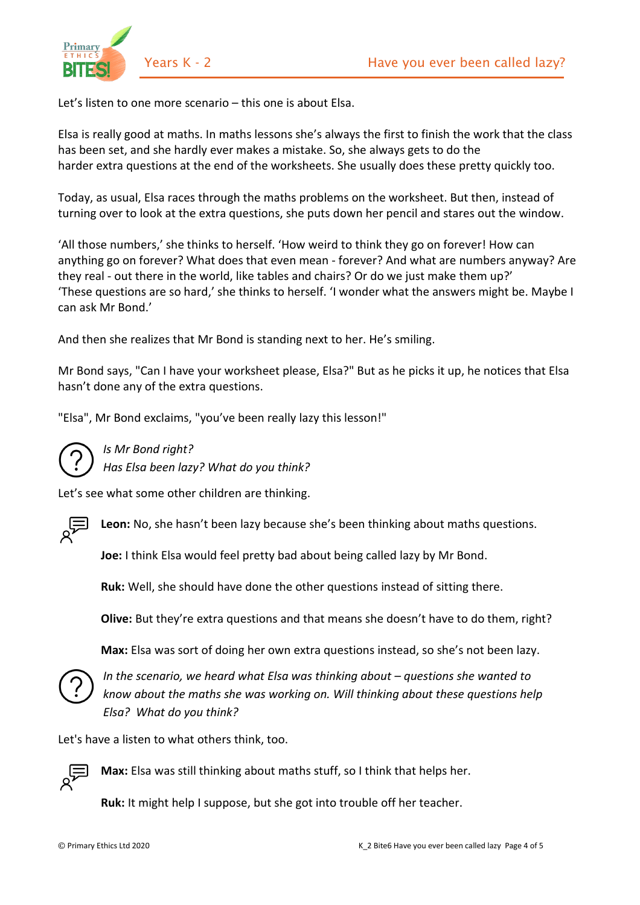Let's listen to one more scenario – this one is about Elsa.

Elsa is really good at maths. In maths lessons she's always the first to finish the work that the class has been set, and she hardly ever makes a mistake. So, she always gets to do the harder extra questions at the end of the worksheets. She usually does these pretty quickly too.

Today, as usual, Elsa races through the maths problems on the worksheet. But then, instead of turning over to look at the extra questions, she puts down her pencil and stares out the window.

'All those numbers,' she thinks to herself. 'How weird to think they go on forever! How can anything go on forever? What does that even mean - forever? And what are numbers anyway? Are they real - out there in the world, like tables and chairs? Or do we just make them up?' 'These questions are so hard,' she thinks to herself. 'I wonder what the answers might be. Maybe I can ask Mr Bond.'

And then she realizes that Mr Bond is standing next to her. He's smiling.

Mr Bond says, "Can I have your worksheet please, Elsa?" But as he picks it up, he notices that Elsa hasn't done any of the extra questions.

"Elsa", Mr Bond exclaims, "you've been really lazy this lesson!"

*Is Mr Bond right?*
*Has Elsa been lazy? What do you think?*

Let's see what some other children are thinking.

**Leon:** No, she hasn't been lazy because she's been thinking about maths questions.

**Joe:** I think Elsa would feel pretty bad about being called lazy by Mr Bond.

**Ruk:** Well, she should have done the other questions instead of sitting there.

**Olive:** But they're extra questions and that means she doesn't have to do them, right?

**Max:** Elsa was sort of doing her own extra questions instead, so she's not been lazy.

*In the scenario, we heard what Elsa was thinking about – questions she wanted to know about the maths she was working on. Will thinking about these questions help Elsa? What do you think?*

Let's have a listen to what others think, too.

**Max:** Elsa was still thinking about maths stuff, so I think that helps her.

**Ruk:** It might help I suppose, but she got into trouble off her teacher.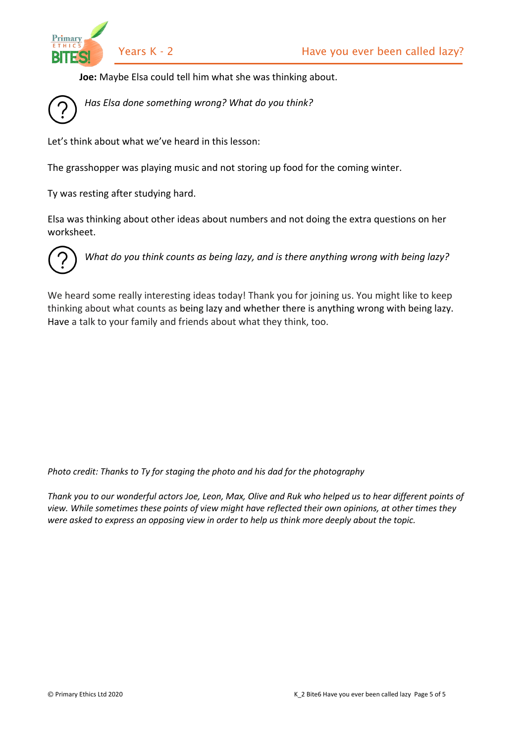**Joe:** Maybe Elsa could tell him what she was thinking about.

*Has Elsa done something wrong? What do you think?*

Let's think about what we've heard in this lesson:

The grasshopper was playing music and not storing up food for the coming winter.

Ty was resting after studying hard.

Elsa was thinking about other ideas about numbers and not doing the extra questions on her worksheet.

*What do you think counts as being lazy, and is there anything wrong with being lazy?*

We heard some really interesting ideas today! Thank you for joining us. You might like to keep thinking about what counts as being lazy and whether there is anything wrong with being lazy. Have a talk to your family and friends about what they think, too.

*Photo credit: Thanks to Ty for staging the photo and his dad for the photography*

*Thank you to our wonderful actors Joe, Leon, Max, Olive and Ruk who helped us to hear different points of view. While sometimes these points of view might have reflected their own opinions, at other times they were asked to express an opposing view in order to help us think more deeply about the topic.*

© Primary Ethics Ltd 2020